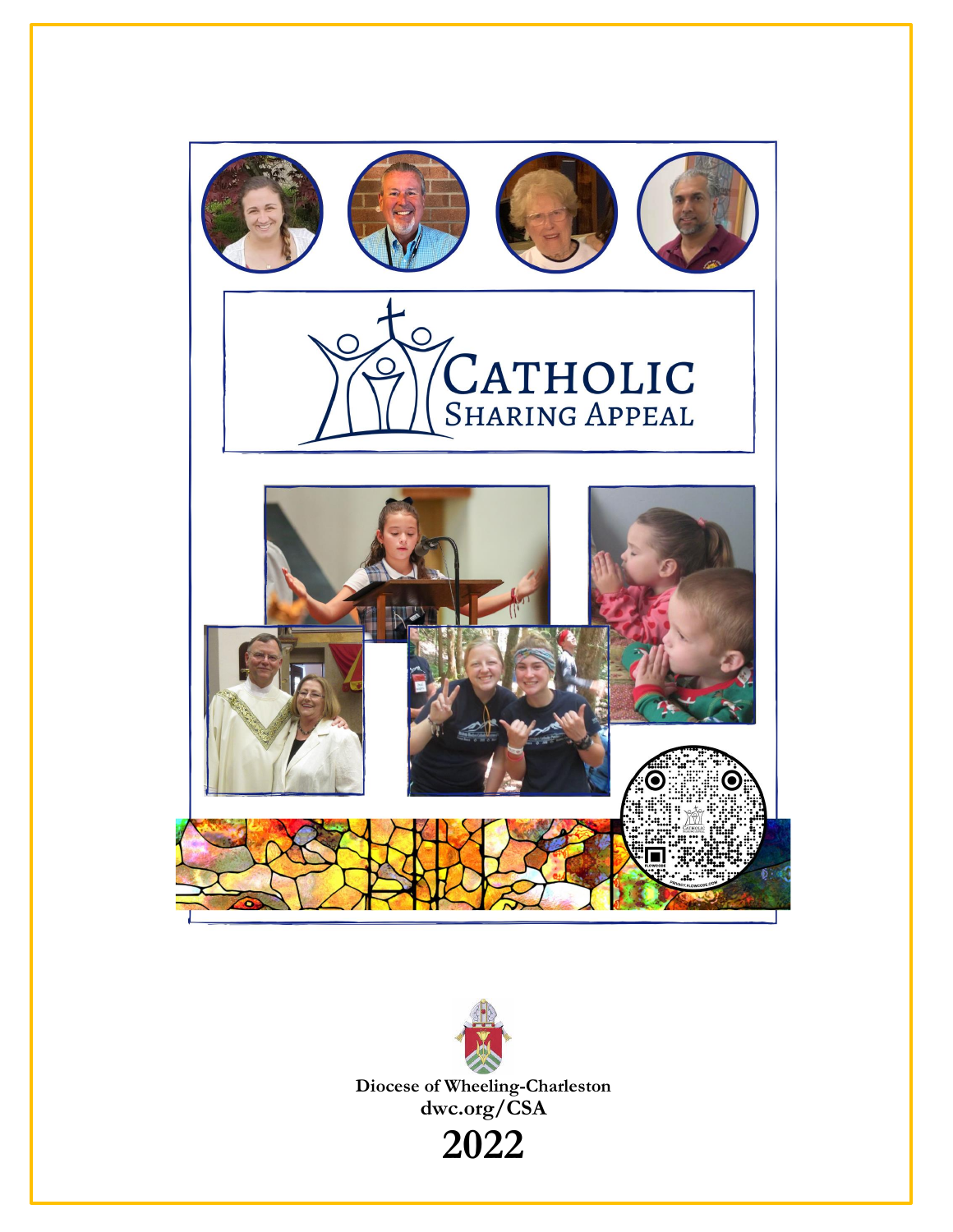# Catholic Sharing Appeal

Diocese of Wheeling-Charleston
dwc.org/CSA

**2022**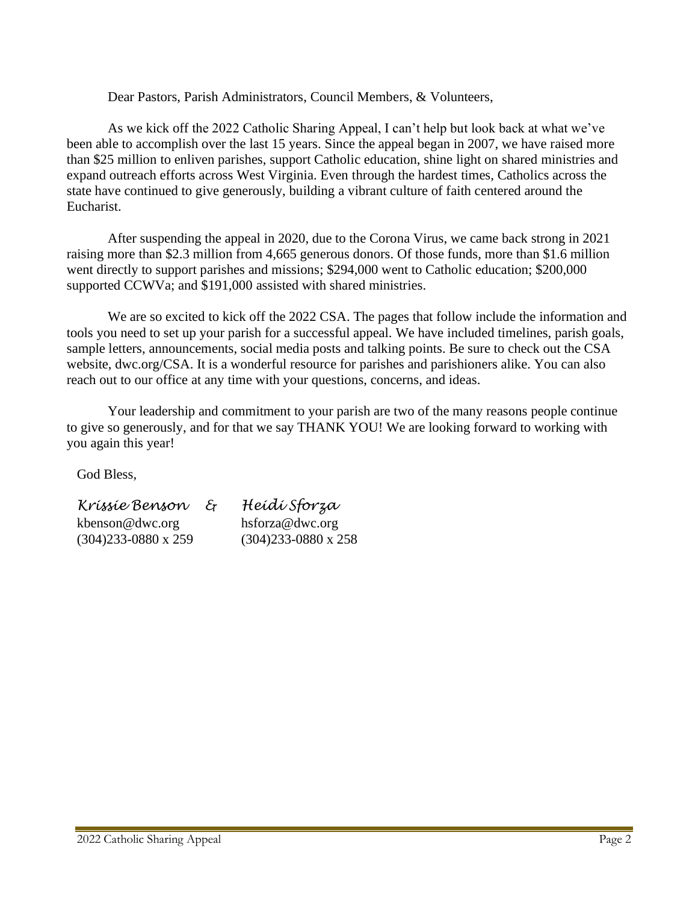Dear Pastors, Parish Administrators, Council Members, & Volunteers,

As we kick off the 2022 Catholic Sharing Appeal, I can't help but look back at what we've been able to accomplish over the last 15 years. Since the appeal began in 2007, we have raised more than $25 million to enliven parishes, support Catholic education, shine light on shared ministries and expand outreach efforts across West Virginia. Even through the hardest times, Catholics across the state have continued to give generously, building a vibrant culture of faith centered around the Eucharist.

After suspending the appeal in 2020, due to the Corona Virus, we came back strong in 2021 raising more than $2.3 million from 4,665 generous donors. Of those funds, more than $1.6 million went directly to support parishes and missions; $294,000 went to Catholic education; $200,000 supported CCWVa; and $191,000 assisted with shared ministries.

We are so excited to kick off the 2022 CSA. The pages that follow include the information and tools you need to set up your parish for a successful appeal. We have included timelines, parish goals, sample letters, announcements, social media posts and talking points. Be sure to check out the CSA website, dwc.org/CSA. It is a wonderful resource for parishes and parishioners alike. You can also reach out to our office at any time with your questions, concerns, and ideas.

Your leadership and commitment to your parish are two of the many reasons people continue to give so generously, and for that we say THANK YOU! We are looking forward to working with you again this year!

God Bless,

| *Krissie Benson* & | *Heidi Sforza* |
|---|---|
| kbenson@dwc.org | hsforza@dwc.org |
| (304)233-0880 x 259 | (304)233-0880 x 258 |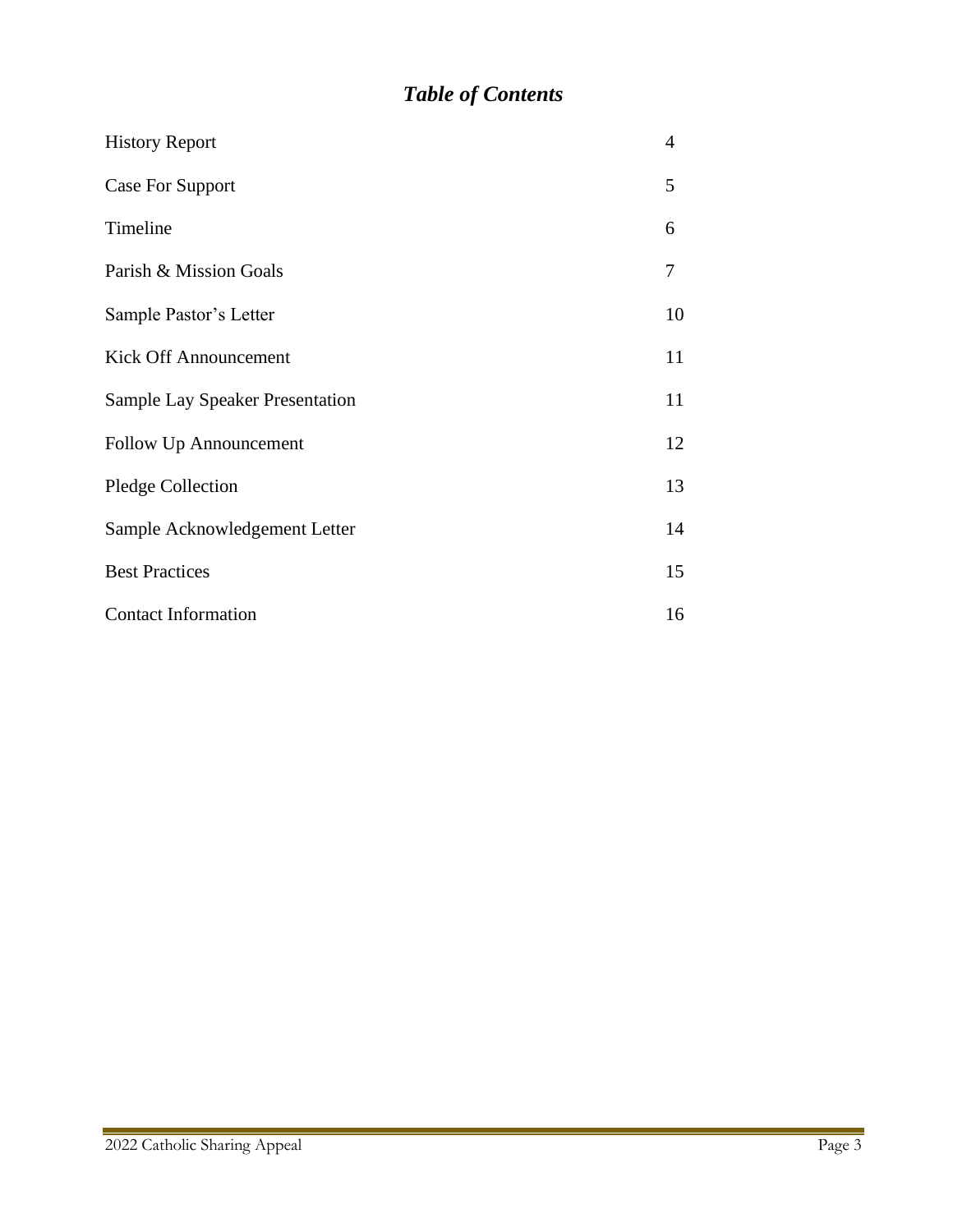# *Table of Contents*

| | |
|---|---|
| History Report | 4 |
| Case For Support | 5 |
| Timeline | 6 |
| Parish & Mission Goals | 7 |
| Sample Pastor’s Letter | 10 |
| Kick Off Announcement | 11 |
| Sample Lay Speaker Presentation | 11 |
| Follow Up Announcement | 12 |
| Pledge Collection | 13 |
| Sample Acknowledgement Letter | 14 |
| Best Practices | 15 |
| Contact Information | 16 |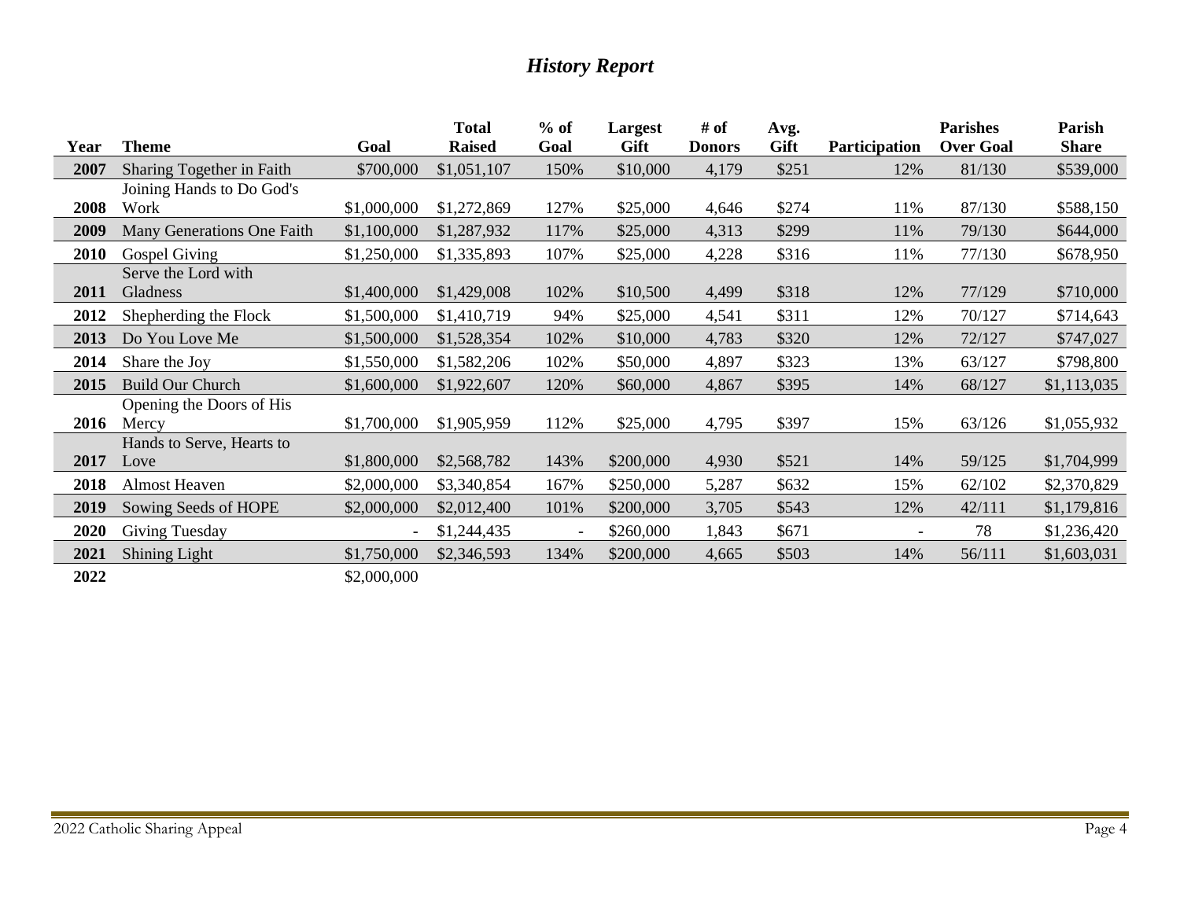# *History Report*

| Year | Theme | Goal | Total Raised | % of Goal | Largest Gift | # of Donors | Avg. Gift | Participation | Parishes Over Goal | Parish Share |
|---|---|---|---|---|---|---|---|---|---|---|
| **2007** | Sharing Together in Faith | $700,000 | $1,051,107 | 150% | $10,000 | 4,179 | $251 | 12% | 81/130 | $539,000 |
| **2008** | Joining Hands to Do God's Work | $1,000,000 | $1,272,869 | 127% | $25,000 | 4,646 | $274 | 11% | 87/130 | $588,150 |
| **2009** | Many Generations One Faith | $1,100,000 | $1,287,932 | 117% | $25,000 | 4,313 | $299 | 11% | 79/130 | $644,000 |
| **2010** | Gospel Giving | $1,250,000 | $1,335,893 | 107% | $25,000 | 4,228 | $316 | 11% | 77/130 | $678,950 |
| **2011** | Serve the Lord with Gladness | $1,400,000 | $1,429,008 | 102% | $10,500 | 4,499 | $318 | 12% | 77/129 | $710,000 |
| **2012** | Shepherding the Flock | $1,500,000 | $1,410,719 | 94% | $25,000 | 4,541 | $311 | 12% | 70/127 | $714,643 |
| **2013** | Do You Love Me | $1,500,000 | $1,528,354 | 102% | $10,000 | 4,783 | $320 | 12% | 72/127 | $747,027 |
| **2014** | Share the Joy | $1,550,000 | $1,582,206 | 102% | $50,000 | 4,897 | $323 | 13% | 63/127 | $798,800 |
| **2015** | Build Our Church | $1,600,000 | $1,922,607 | 120% | $60,000 | 4,867 | $395 | 14% | 68/127 | $1,113,035 |
| **2016** | Opening the Doors of His Mercy | $1,700,000 | $1,905,959 | 112% | $25,000 | 4,795 | $397 | 15% | 63/126 | $1,055,932 |
| **2017** | Hands to Serve, Hearts to Love | $1,800,000 | $2,568,782 | 143% | $200,000 | 4,930 | $521 | 14% | 59/125 | $1,704,999 |
| **2018** | Almost Heaven | $2,000,000 | $3,340,854 | 167% | $250,000 | 5,287 | $632 | 15% | 62/102 | $2,370,829 |
| **2019** | Sowing Seeds of HOPE | $2,000,000 | $2,012,400 | 101% | $200,000 | 3,705 | $543 | 12% | 42/111 | $1,179,816 |
| **2020** | Giving Tuesday | - | $1,244,435 | - | $260,000 | 1,843 | $671 | - | 78 | $1,236,420 |
| **2021** | Shining Light | $1,750,000 | $2,346,593 | 134% | $200,000 | 4,665 | $503 | 14% | 56/111 | $1,603,031 |
| **2022** | | $2,000,000 | | | | | | | | |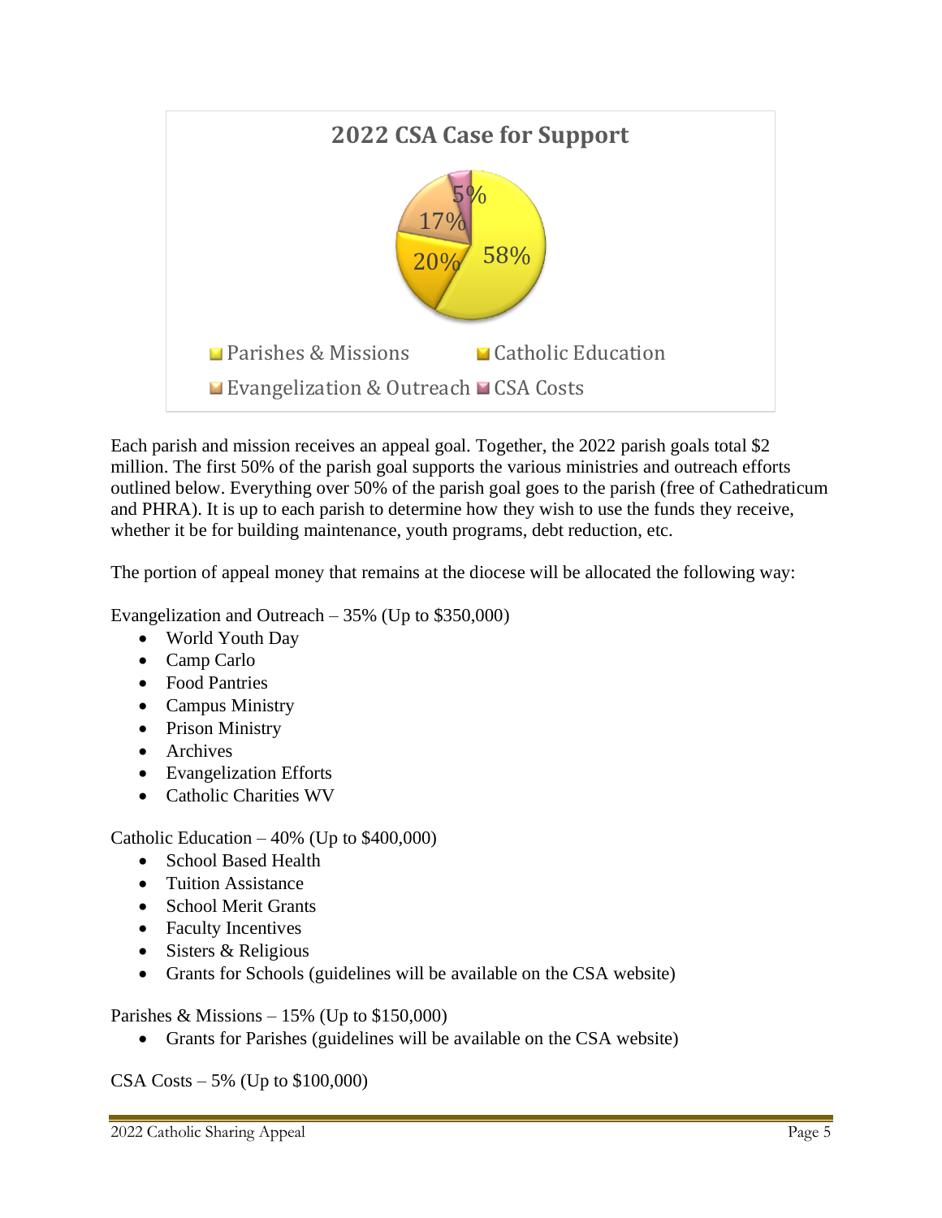**2022 CSA Case for Support**

- Parishes & Missions: 58%
- Catholic Education: 20%
- Evangelization & Outreach: 17%
- CSA Costs: 5%

Each parish and mission receives an appeal goal. Together, the 2022 parish goals total $2 million. The first 50% of the parish goal supports the various ministries and outreach efforts outlined below. Everything over 50% of the parish goal goes to the parish (free of Cathedraticum and PHRA). It is up to each parish to determine how they wish to use the funds they receive, whether it be for building maintenance, youth programs, debt reduction, etc.

The portion of appeal money that remains at the diocese will be allocated the following way:

Evangelization and Outreach – 35% (Up to $350,000)

- World Youth Day
- Camp Carlo
- Food Pantries
- Campus Ministry
- Prison Ministry
- Archives
- Evangelization Efforts
- Catholic Charities WV

Catholic Education – 40% (Up to $400,000)

- School Based Health
- Tuition Assistance
- School Merit Grants
- Faculty Incentives
- Sisters & Religious
- Grants for Schools (guidelines will be available on the CSA website)

Parishes & Missions – 15% (Up to $150,000)

- Grants for Parishes (guidelines will be available on the CSA website)

CSA Costs – 5% (Up to $100,000)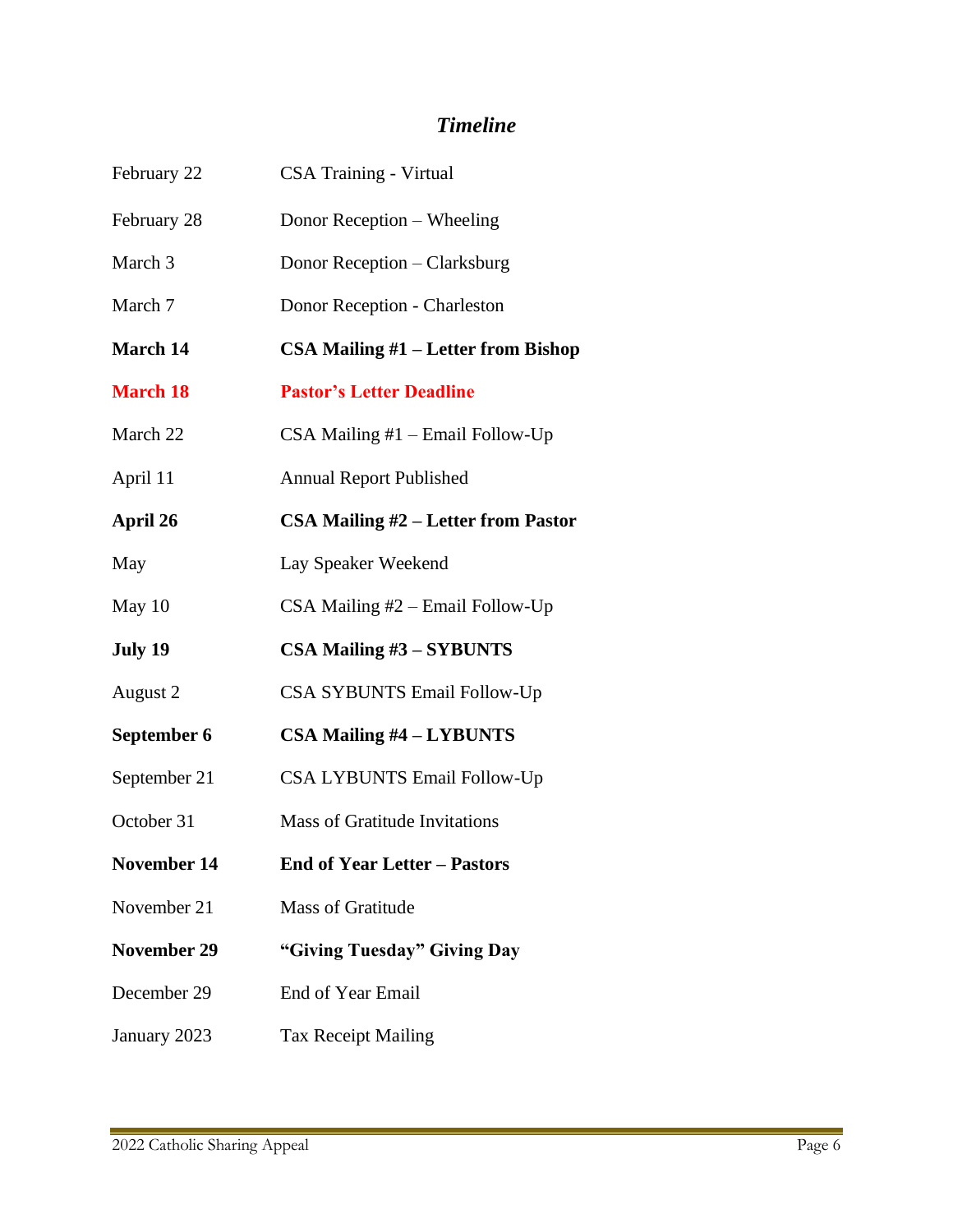## *Timeline*

| | |
|---|---|
| February 22 | CSA Training - Virtual |
| February 28 | Donor Reception – Wheeling |
| March 3 | Donor Reception – Clarksburg |
| March 7 | Donor Reception - Charleston |
| **March 14** | **CSA Mailing #1 – Letter from Bishop** |
| **March 18** | **Pastor's Letter Deadline** |
| March 22 | CSA Mailing #1 – Email Follow-Up |
| April 11 | Annual Report Published |
| **April 26** | **CSA Mailing #2 – Letter from Pastor** |
| May | Lay Speaker Weekend |
| May 10 | CSA Mailing #2 – Email Follow-Up |
| **July 19** | **CSA Mailing #3 – SYBUNTS** |
| August 2 | CSA SYBUNTS Email Follow-Up |
| **September 6** | **CSA Mailing #4 – LYBUNTS** |
| September 21 | CSA LYBUNTS Email Follow-Up |
| October 31 | Mass of Gratitude Invitations |
| **November 14** | **End of Year Letter – Pastors** |
| November 21 | Mass of Gratitude |
| **November 29** | **"Giving Tuesday" Giving Day** |
| December 29 | End of Year Email |
| January 2023 | Tax Receipt Mailing |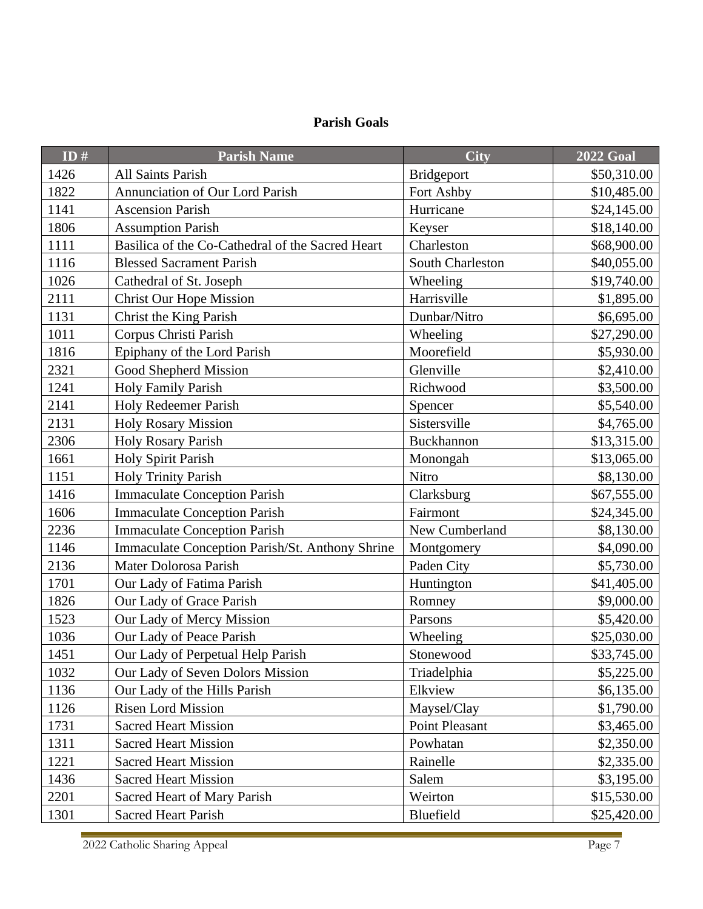## Parish Goals

| ID # | Parish Name | City | 2022 Goal |
|---|---|---|---|
| 1426 | All Saints Parish | Bridgeport | $50,310.00 |
| 1822 | Annunciation of Our Lord Parish | Fort Ashby | $10,485.00 |
| 1141 | Ascension Parish | Hurricane | $24,145.00 |
| 1806 | Assumption Parish | Keyser | $18,140.00 |
| 1111 | Basilica of the Co-Cathedral of the Sacred Heart | Charleston | $68,900.00 |
| 1116 | Blessed Sacrament Parish | South Charleston | $40,055.00 |
| 1026 | Cathedral of St. Joseph | Wheeling | $19,740.00 |
| 2111 | Christ Our Hope Mission | Harrisville | $1,895.00 |
| 1131 | Christ the King Parish | Dunbar/Nitro | $6,695.00 |
| 1011 | Corpus Christi Parish | Wheeling | $27,290.00 |
| 1816 | Epiphany of the Lord Parish | Moorefield | $5,930.00 |
| 2321 | Good Shepherd Mission | Glenville | $2,410.00 |
| 1241 | Holy Family Parish | Richwood | $3,500.00 |
| 2141 | Holy Redeemer Parish | Spencer | $5,540.00 |
| 2131 | Holy Rosary Mission | Sistersville | $4,765.00 |
| 2306 | Holy Rosary Parish | Buckhannon | $13,315.00 |
| 1661 | Holy Spirit Parish | Monongah | $13,065.00 |
| 1151 | Holy Trinity Parish | Nitro | $8,130.00 |
| 1416 | Immaculate Conception Parish | Clarksburg | $67,555.00 |
| 1606 | Immaculate Conception Parish | Fairmont | $24,345.00 |
| 2236 | Immaculate Conception Parish | New Cumberland | $8,130.00 |
| 1146 | Immaculate Conception Parish/St. Anthony Shrine | Montgomery | $4,090.00 |
| 2136 | Mater Dolorosa Parish | Paden City | $5,730.00 |
| 1701 | Our Lady of Fatima Parish | Huntington | $41,405.00 |
| 1826 | Our Lady of Grace Parish | Romney | $9,000.00 |
| 1523 | Our Lady of Mercy Mission | Parsons | $5,420.00 |
| 1036 | Our Lady of Peace Parish | Wheeling | $25,030.00 |
| 1451 | Our Lady of Perpetual Help Parish | Stonewood | $33,745.00 |
| 1032 | Our Lady of Seven Dolors Mission | Triadelphia | $5,225.00 |
| 1136 | Our Lady of the Hills Parish | Elkview | $6,135.00 |
| 1126 | Risen Lord Mission | Maysel/Clay | $1,790.00 |
| 1731 | Sacred Heart Mission | Point Pleasant | $3,465.00 |
| 1311 | Sacred Heart Mission | Powhatan | $2,350.00 |
| 1221 | Sacred Heart Mission | Rainelle | $2,335.00 |
| 1436 | Sacred Heart Mission | Salem | $3,195.00 |
| 2201 | Sacred Heart of Mary Parish | Weirton | $15,530.00 |
| 1301 | Sacred Heart Parish | Bluefield | $25,420.00 |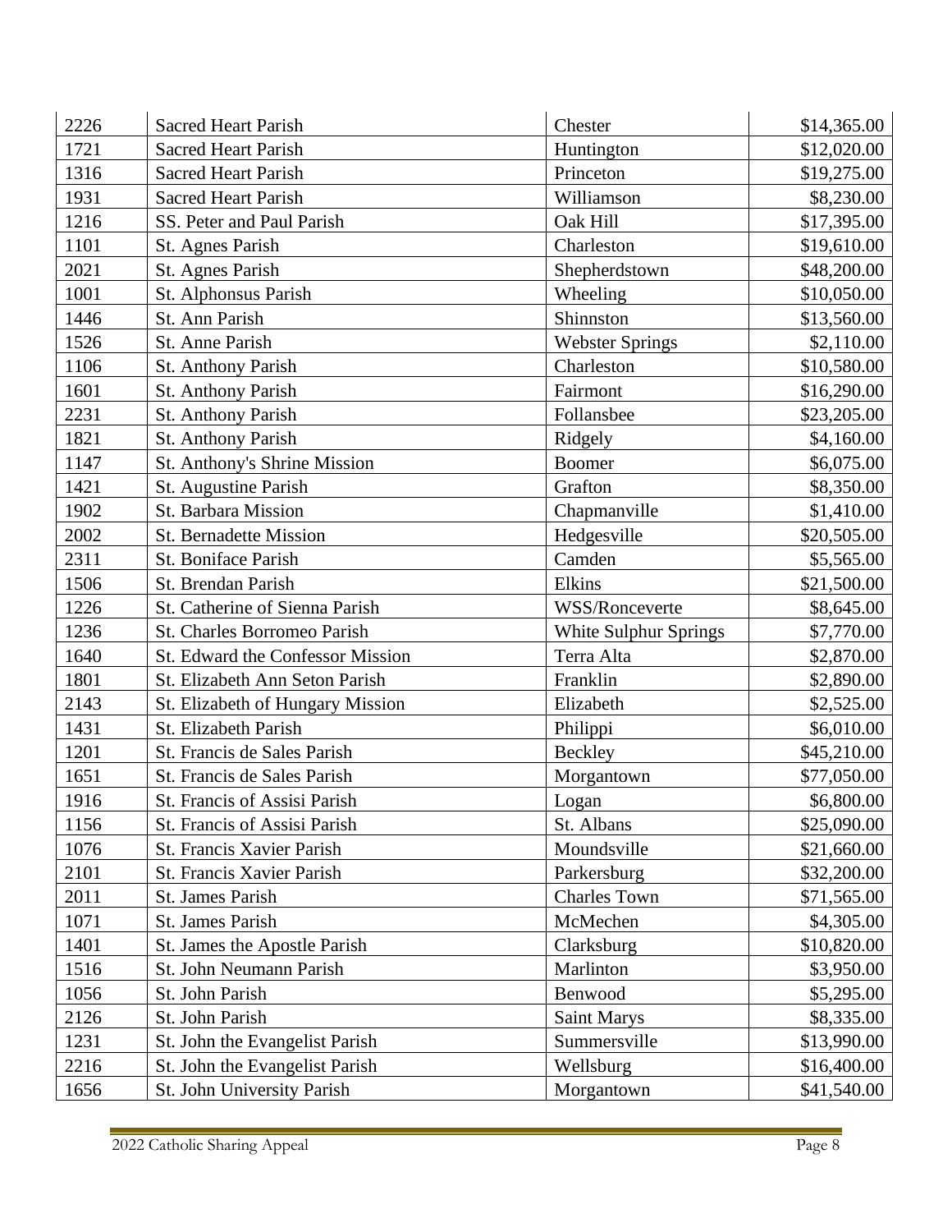| | | | |
|---|---|---|---|
| 2226 | Sacred Heart Parish | Chester | $14,365.00 |
| 1721 | Sacred Heart Parish | Huntington | $12,020.00 |
| 1316 | Sacred Heart Parish | Princeton | $19,275.00 |
| 1931 | Sacred Heart Parish | Williamson | $8,230.00 |
| 1216 | SS. Peter and Paul Parish | Oak Hill | $17,395.00 |
| 1101 | St. Agnes Parish | Charleston | $19,610.00 |
| 2021 | St. Agnes Parish | Shepherdstown | $48,200.00 |
| 1001 | St. Alphonsus Parish | Wheeling | $10,050.00 |
| 1446 | St. Ann Parish | Shinnston | $13,560.00 |
| 1526 | St. Anne Parish | Webster Springs | $2,110.00 |
| 1106 | St. Anthony Parish | Charleston | $10,580.00 |
| 1601 | St. Anthony Parish | Fairmont | $16,290.00 |
| 2231 | St. Anthony Parish | Follansbee | $23,205.00 |
| 1821 | St. Anthony Parish | Ridgely | $4,160.00 |
| 1147 | St. Anthony's Shrine Mission | Boomer | $6,075.00 |
| 1421 | St. Augustine Parish | Grafton | $8,350.00 |
| 1902 | St. Barbara Mission | Chapmanville | $1,410.00 |
| 2002 | St. Bernadette Mission | Hedgesville | $20,505.00 |
| 2311 | St. Boniface Parish | Camden | $5,565.00 |
| 1506 | St. Brendan Parish | Elkins | $21,500.00 |
| 1226 | St. Catherine of Sienna Parish | WSS/Ronceverte | $8,645.00 |
| 1236 | St. Charles Borromeo Parish | White Sulphur Springs | $7,770.00 |
| 1640 | St. Edward the Confessor Mission | Terra Alta | $2,870.00 |
| 1801 | St. Elizabeth Ann Seton Parish | Franklin | $2,890.00 |
| 2143 | St. Elizabeth of Hungary Mission | Elizabeth | $2,525.00 |
| 1431 | St. Elizabeth Parish | Philippi | $6,010.00 |
| 1201 | St. Francis de Sales Parish | Beckley | $45,210.00 |
| 1651 | St. Francis de Sales Parish | Morgantown | $77,050.00 |
| 1916 | St. Francis of Assisi Parish | Logan | $6,800.00 |
| 1156 | St. Francis of Assisi Parish | St. Albans | $25,090.00 |
| 1076 | St. Francis Xavier Parish | Moundsville | $21,660.00 |
| 2101 | St. Francis Xavier Parish | Parkersburg | $32,200.00 |
| 2011 | St. James Parish | Charles Town | $71,565.00 |
| 1071 | St. James Parish | McMechen | $4,305.00 |
| 1401 | St. James the Apostle Parish | Clarksburg | $10,820.00 |
| 1516 | St. John Neumann Parish | Marlinton | $3,950.00 |
| 1056 | St. John Parish | Benwood | $5,295.00 |
| 2126 | St. John Parish | Saint Marys | $8,335.00 |
| 1231 | St. John the Evangelist Parish | Summersville | $13,990.00 |
| 2216 | St. John the Evangelist Parish | Wellsburg | $16,400.00 |
| 1656 | St. John University Parish | Morgantown | $41,540.00 |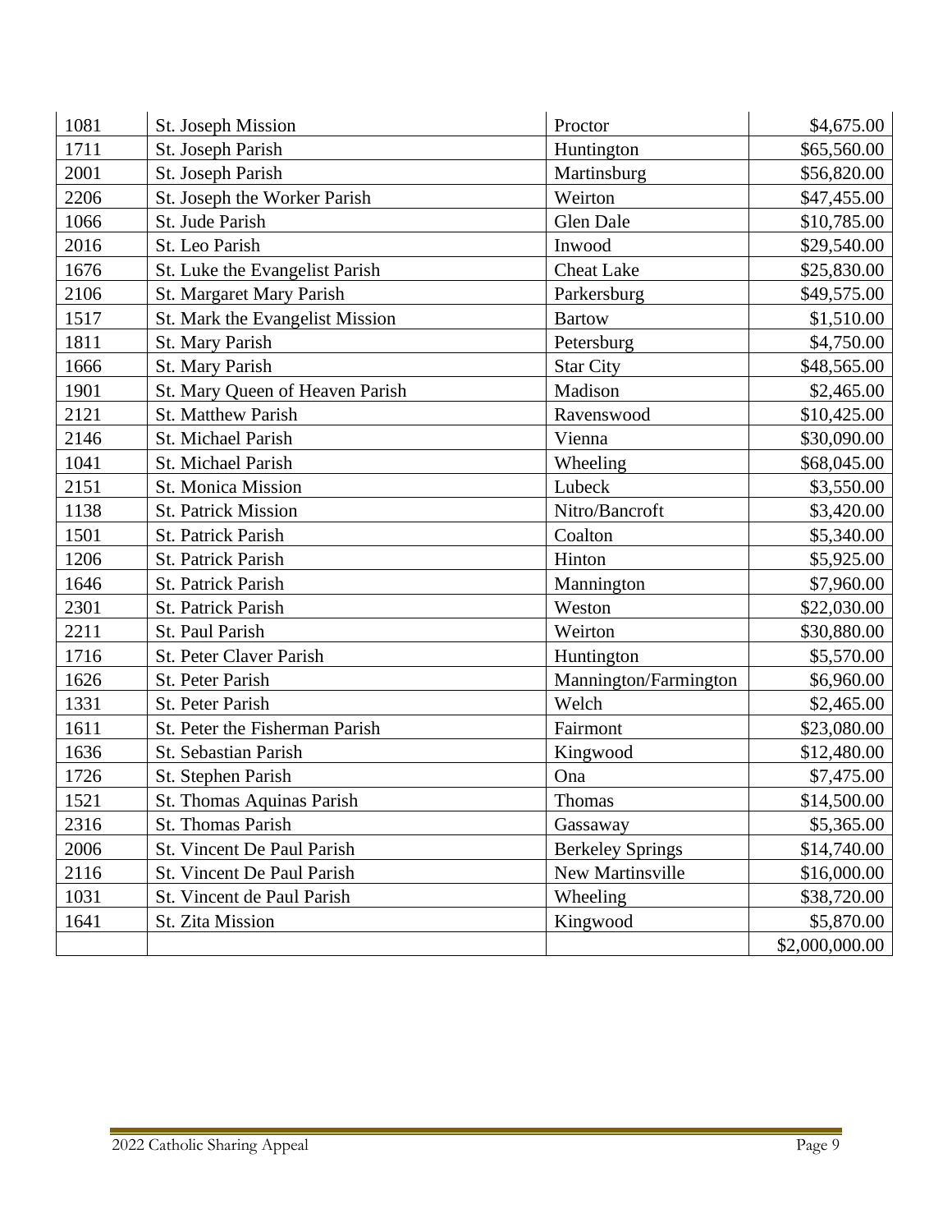| | | | |
|---|---|---|---|
| 1081 | St. Joseph Mission | Proctor | $4,675.00 |
| 1711 | St. Joseph Parish | Huntington | $65,560.00 |
| 2001 | St. Joseph Parish | Martinsburg | $56,820.00 |
| 2206 | St. Joseph the Worker Parish | Weirton | $47,455.00 |
| 1066 | St. Jude Parish | Glen Dale | $10,785.00 |
| 2016 | St. Leo Parish | Inwood | $29,540.00 |
| 1676 | St. Luke the Evangelist Parish | Cheat Lake | $25,830.00 |
| 2106 | St. Margaret Mary Parish | Parkersburg | $49,575.00 |
| 1517 | St. Mark the Evangelist Mission | Bartow | $1,510.00 |
| 1811 | St. Mary Parish | Petersburg | $4,750.00 |
| 1666 | St. Mary Parish | Star City | $48,565.00 |
| 1901 | St. Mary Queen of Heaven Parish | Madison | $2,465.00 |
| 2121 | St. Matthew Parish | Ravenswood | $10,425.00 |
| 2146 | St. Michael Parish | Vienna | $30,090.00 |
| 1041 | St. Michael Parish | Wheeling | $68,045.00 |
| 2151 | St. Monica Mission | Lubeck | $3,550.00 |
| 1138 | St. Patrick Mission | Nitro/Bancroft | $3,420.00 |
| 1501 | St. Patrick Parish | Coalton | $5,340.00 |
| 1206 | St. Patrick Parish | Hinton | $5,925.00 |
| 1646 | St. Patrick Parish | Mannington | $7,960.00 |
| 2301 | St. Patrick Parish | Weston | $22,030.00 |
| 2211 | St. Paul Parish | Weirton | $30,880.00 |
| 1716 | St. Peter Claver Parish | Huntington | $5,570.00 |
| 1626 | St. Peter Parish | Mannington/Farmington | $6,960.00 |
| 1331 | St. Peter Parish | Welch | $2,465.00 |
| 1611 | St. Peter the Fisherman Parish | Fairmont | $23,080.00 |
| 1636 | St. Sebastian Parish | Kingwood | $12,480.00 |
| 1726 | St. Stephen Parish | Ona | $7,475.00 |
| 1521 | St. Thomas Aquinas Parish | Thomas | $14,500.00 |
| 2316 | St. Thomas Parish | Gassaway | $5,365.00 |
| 2006 | St. Vincent De Paul Parish | Berkeley Springs | $14,740.00 |
| 2116 | St. Vincent De Paul Parish | New Martinsville | $16,000.00 |
| 1031 | St. Vincent de Paul Parish | Wheeling | $38,720.00 |
| 1641 | St. Zita Mission | Kingwood | $5,870.00 |
| | | | $2,000,000.00 |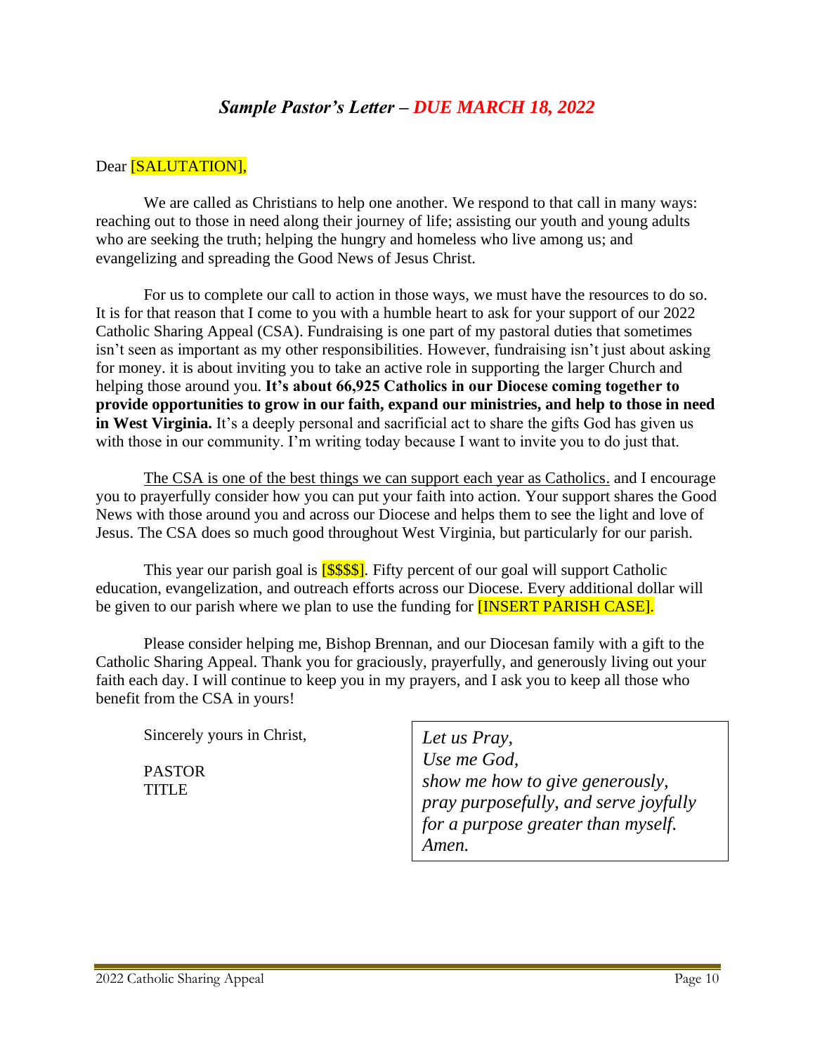## *Sample Pastor's Letter – DUE MARCH 18, 2022*

Dear [SALUTATION],

We are called as Christians to help one another. We respond to that call in many ways: reaching out to those in need along their journey of life; assisting our youth and young adults who are seeking the truth; helping the hungry and homeless who live among us; and evangelizing and spreading the Good News of Jesus Christ.

For us to complete our call to action in those ways, we must have the resources to do so. It is for that reason that I come to you with a humble heart to ask for your support of our 2022 Catholic Sharing Appeal (CSA). Fundraising is one part of my pastoral duties that sometimes isn't seen as important as my other responsibilities. However, fundraising isn't just about asking for money. it is about inviting you to take an active role in supporting the larger Church and helping those around you. **It's about 66,925 Catholics in our Diocese coming together to provide opportunities to grow in our faith, expand our ministries, and help to those in need in West Virginia.** It's a deeply personal and sacrificial act to share the gifts God has given us with those in our community. I'm writing today because I want to invite you to do just that.

<u>The CSA is one of the best things we can support each year as Catholics.</u> and I encourage you to prayerfully consider how you can put your faith into action. Your support shares the Good News with those around you and across our Diocese and helps them to see the light and love of Jesus. The CSA does so much good throughout West Virginia, but particularly for our parish.

This year our parish goal is [$$$$]. Fifty percent of our goal will support Catholic education, evangelization, and outreach efforts across our Diocese. Every additional dollar will be given to our parish where we plan to use the funding for [INSERT PARISH CASE].

Please consider helping me, Bishop Brennan, and our Diocesan family with a gift to the Catholic Sharing Appeal. Thank you for graciously, prayerfully, and generously living out your faith each day. I will continue to keep you in my prayers, and I ask you to keep all those who benefit from the CSA in yours!

Sincerely yours in Christ,

PASTOR
TITLE

*Let us Pray,*
*Use me God,*
*show me how to give generously,*
*pray purposefully, and serve joyfully*
*for a purpose greater than myself.*
*Amen.*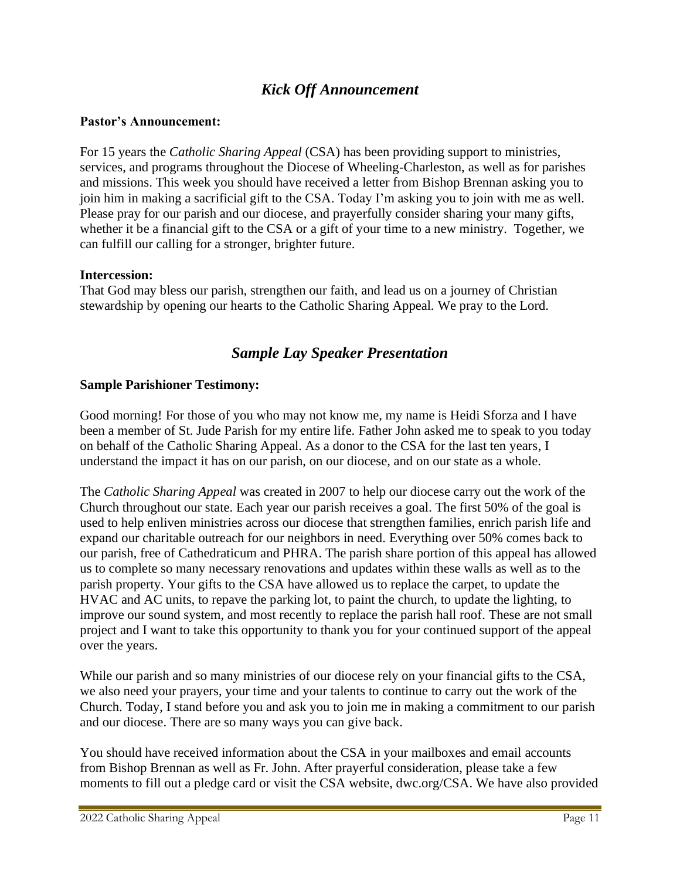## *Kick Off Announcement*

**Pastor's Announcement:**

For 15 years the *Catholic Sharing Appeal* (CSA) has been providing support to ministries, services, and programs throughout the Diocese of Wheeling-Charleston, as well as for parishes and missions. This week you should have received a letter from Bishop Brennan asking you to join him in making a sacrificial gift to the CSA. Today I'm asking you to join with me as well. Please pray for our parish and our diocese, and prayerfully consider sharing your many gifts, whether it be a financial gift to the CSA or a gift of your time to a new ministry. Together, we can fulfill our calling for a stronger, brighter future.

**Intercession:**
That God may bless our parish, strengthen our faith, and lead us on a journey of Christian stewardship by opening our hearts to the Catholic Sharing Appeal. We pray to the Lord.

## *Sample Lay Speaker Presentation*

**Sample Parishioner Testimony:**

Good morning! For those of you who may not know me, my name is Heidi Sforza and I have been a member of St. Jude Parish for my entire life. Father John asked me to speak to you today on behalf of the Catholic Sharing Appeal. As a donor to the CSA for the last ten years, I understand the impact it has on our parish, on our diocese, and on our state as a whole.

The *Catholic Sharing Appeal* was created in 2007 to help our diocese carry out the work of the Church throughout our state. Each year our parish receives a goal. The first 50% of the goal is used to help enliven ministries across our diocese that strengthen families, enrich parish life and expand our charitable outreach for our neighbors in need. Everything over 50% comes back to our parish, free of Cathedraticum and PHRA. The parish share portion of this appeal has allowed us to complete so many necessary renovations and updates within these walls as well as to the parish property. Your gifts to the CSA have allowed us to replace the carpet, to update the HVAC and AC units, to repave the parking lot, to paint the church, to update the lighting, to improve our sound system, and most recently to replace the parish hall roof. These are not small project and I want to take this opportunity to thank you for your continued support of the appeal over the years.

While our parish and so many ministries of our diocese rely on your financial gifts to the CSA, we also need your prayers, your time and your talents to continue to carry out the work of the Church. Today, I stand before you and ask you to join me in making a commitment to our parish and our diocese. There are so many ways you can give back.

You should have received information about the CSA in your mailboxes and email accounts from Bishop Brennan as well as Fr. John. After prayerful consideration, please take a few moments to fill out a pledge card or visit the CSA website, dwc.org/CSA. We have also provided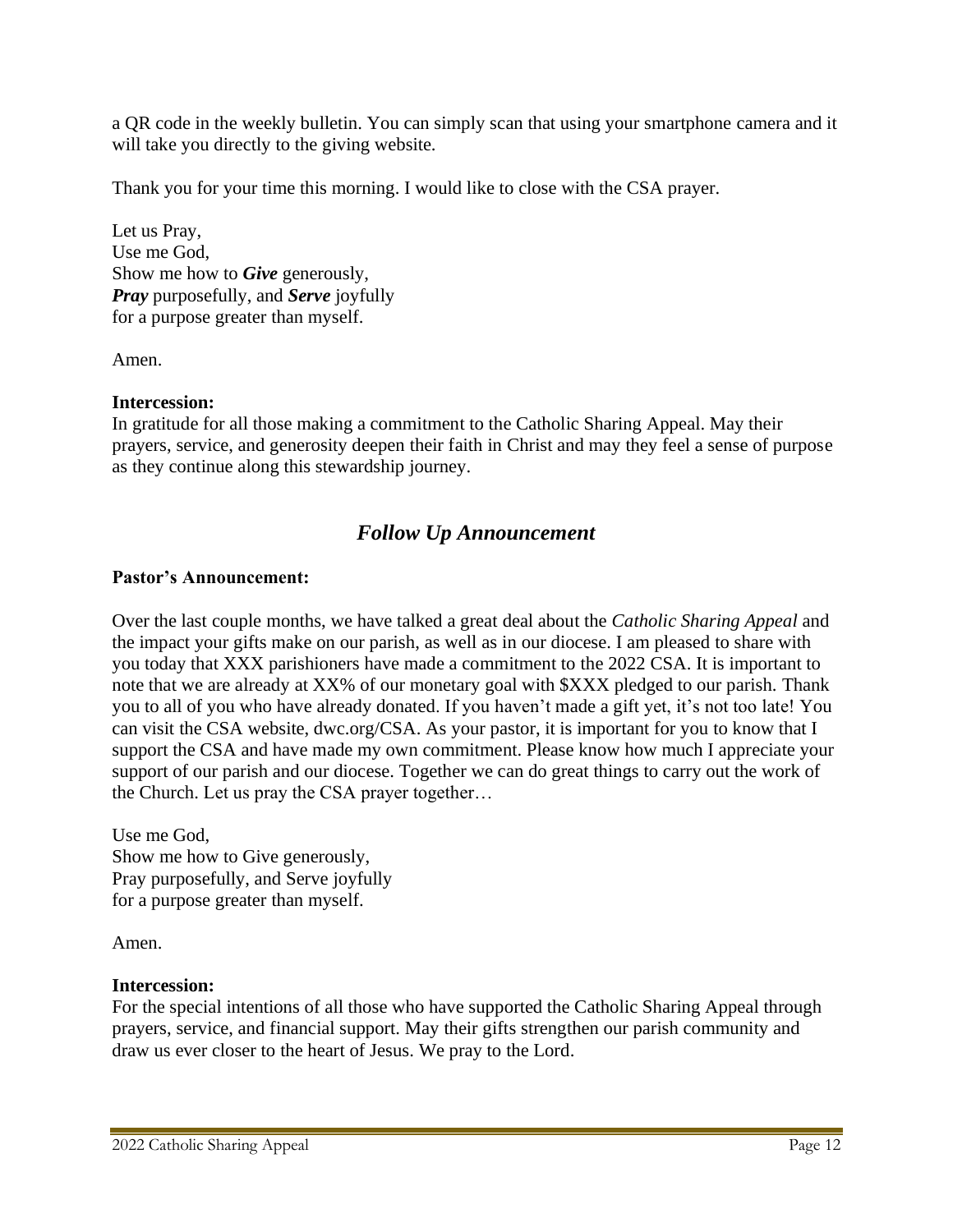a QR code in the weekly bulletin. You can simply scan that using your smartphone camera and it will take you directly to the giving website.

Thank you for your time this morning. I would like to close with the CSA prayer.

Let us Pray,  
Use me God,  
Show me how to ***Give*** generously,  
***Pray*** purposefully, and ***Serve*** joyfully  
for a purpose greater than myself.

Amen.

**Intercession:**  
In gratitude for all those making a commitment to the Catholic Sharing Appeal. May their prayers, service, and generosity deepen their faith in Christ and may they feel a sense of purpose as they continue along this stewardship journey.

## *Follow Up Announcement*

**Pastor's Announcement:**

Over the last couple months, we have talked a great deal about the *Catholic Sharing Appeal* and the impact your gifts make on our parish, as well as in our diocese. I am pleased to share with you today that XXX parishioners have made a commitment to the 2022 CSA. It is important to note that we are already at XX% of our monetary goal with $XXX pledged to our parish. Thank you to all of you who have already donated. If you haven't made a gift yet, it's not too late! You can visit the CSA website, dwc.org/CSA. As your pastor, it is important for you to know that I support the CSA and have made my own commitment. Please know how much I appreciate your support of our parish and our diocese. Together we can do great things to carry out the work of the Church. Let us pray the CSA prayer together…

Use me God,  
Show me how to Give generously,  
Pray purposefully, and Serve joyfully  
for a purpose greater than myself.

Amen.

**Intercession:**  
For the special intentions of all those who have supported the Catholic Sharing Appeal through prayers, service, and financial support. May their gifts strengthen our parish community and draw us ever closer to the heart of Jesus. We pray to the Lord.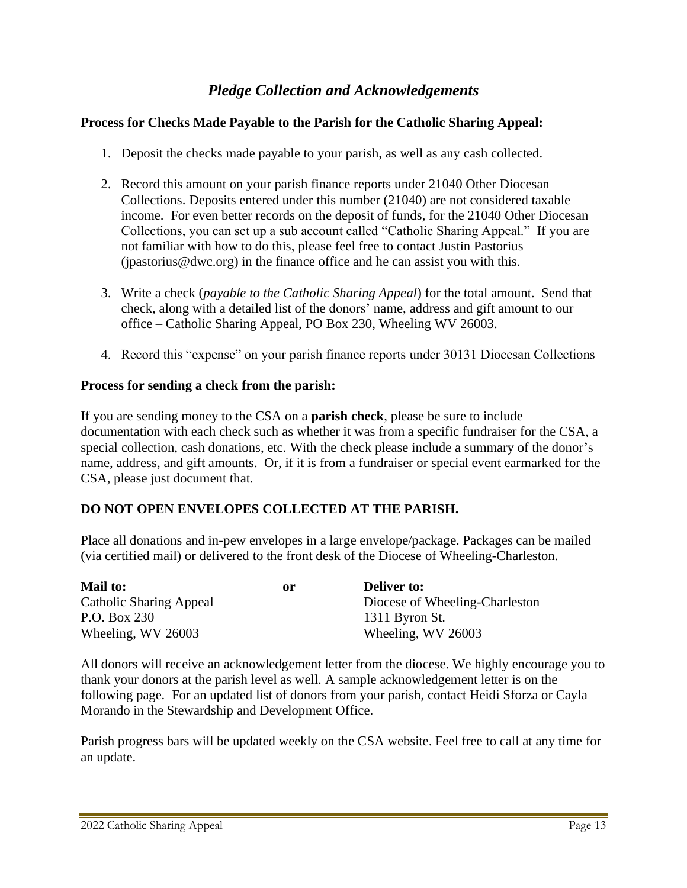## *Pledge Collection and Acknowledgements*

**Process for Checks Made Payable to the Parish for the Catholic Sharing Appeal:**

1. Deposit the checks made payable to your parish, as well as any cash collected.

2. Record this amount on your parish finance reports under 21040 Other Diocesan Collections. Deposits entered under this number (21040) are not considered taxable income. For even better records on the deposit of funds, for the 21040 Other Diocesan Collections, you can set up a sub account called "Catholic Sharing Appeal." If you are not familiar with how to do this, please feel free to contact Justin Pastorius (jpastorius@dwc.org) in the finance office and he can assist you with this.

3. Write a check (*payable to the Catholic Sharing Appeal*) for the total amount. Send that check, along with a detailed list of the donors' name, address and gift amount to our office – Catholic Sharing Appeal, PO Box 230, Wheeling WV 26003.

4. Record this "expense" on your parish finance reports under 30131 Diocesan Collections

**Process for sending a check from the parish:**

If you are sending money to the CSA on a **parish check**, please be sure to include documentation with each check such as whether it was from a specific fundraiser for the CSA, a special collection, cash donations, etc. With the check please include a summary of the donor's name, address, and gift amounts. Or, if it is from a fundraiser or special event earmarked for the CSA, please just document that.

**DO NOT OPEN ENVELOPES COLLECTED AT THE PARISH.**

Place all donations and in-pew envelopes in a large envelope/package. Packages can be mailed (via certified mail) or delivered to the front desk of the Diocese of Wheeling-Charleston.

**Mail to:**
Catholic Sharing Appeal
P.O. Box 230
Wheeling, WV 26003

**or**

**Deliver to:**
Diocese of Wheeling-Charleston
1311 Byron St.
Wheeling, WV 26003

All donors will receive an acknowledgement letter from the diocese. We highly encourage you to thank your donors at the parish level as well. A sample acknowledgement letter is on the following page. For an updated list of donors from your parish, contact Heidi Sforza or Cayla Morando in the Stewardship and Development Office.

Parish progress bars will be updated weekly on the CSA website. Feel free to call at any time for an update.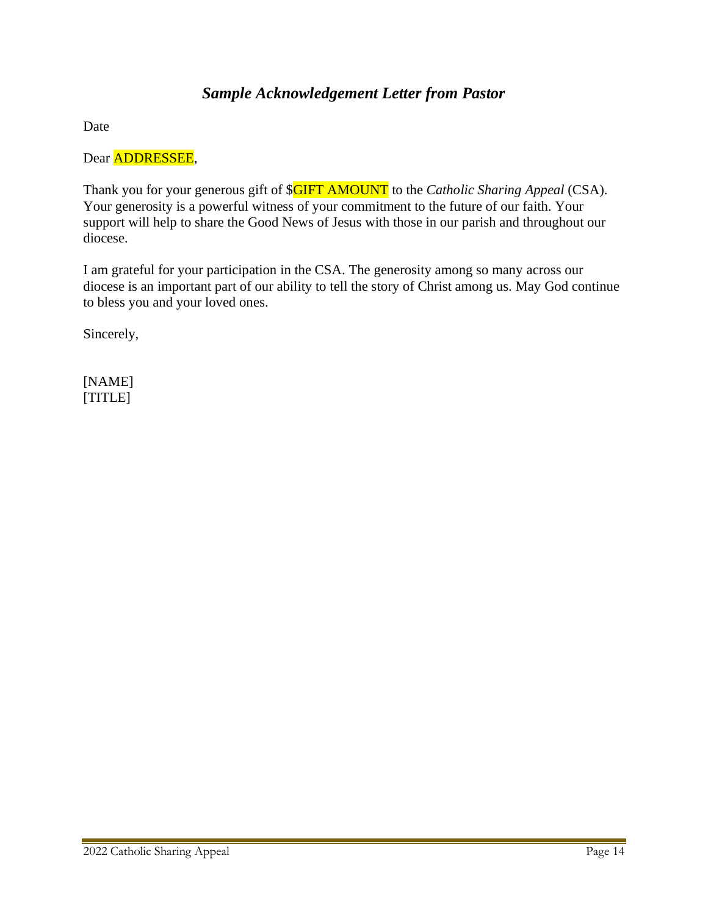## *Sample Acknowledgement Letter from Pastor*

Date

Dear ADDRESSEE,

Thank you for your generous gift of $GIFT AMOUNT to the *Catholic Sharing Appeal* (CSA). Your generosity is a powerful witness of your commitment to the future of our faith. Your support will help to share the Good News of Jesus with those in our parish and throughout our diocese.

I am grateful for your participation in the CSA. The generosity among so many across our diocese is an important part of our ability to tell the story of Christ among us. May God continue to bless you and your loved ones.

Sincerely,

[NAME]
[TITLE]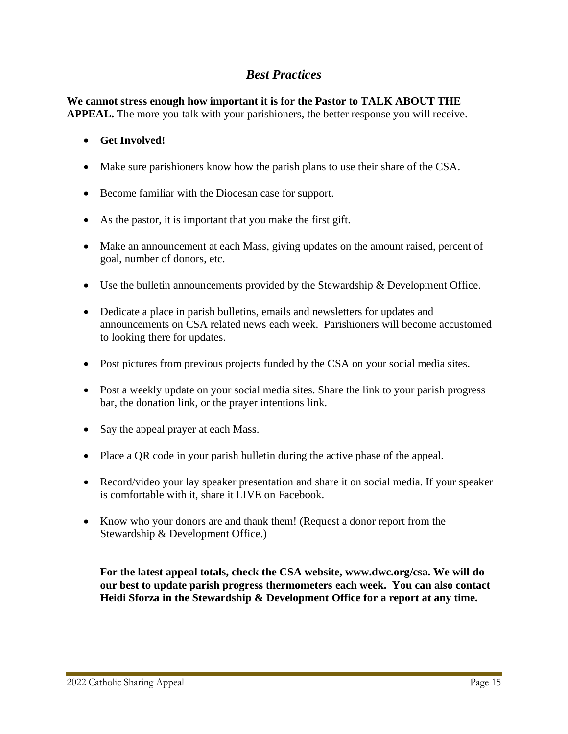## *Best Practices*

**We cannot stress enough how important it is for the Pastor to TALK ABOUT THE APPEAL.** The more you talk with your parishioners, the better response you will receive.

- **Get Involved!**
- Make sure parishioners know how the parish plans to use their share of the CSA.
- Become familiar with the Diocesan case for support.
- As the pastor, it is important that you make the first gift.
- Make an announcement at each Mass, giving updates on the amount raised, percent of goal, number of donors, etc.
- Use the bulletin announcements provided by the Stewardship & Development Office.
- Dedicate a place in parish bulletins, emails and newsletters for updates and announcements on CSA related news each week. Parishioners will become accustomed to looking there for updates.
- Post pictures from previous projects funded by the CSA on your social media sites.
- Post a weekly update on your social media sites. Share the link to your parish progress bar, the donation link, or the prayer intentions link.
- Say the appeal prayer at each Mass.
- Place a QR code in your parish bulletin during the active phase of the appeal.
- Record/video your lay speaker presentation and share it on social media. If your speaker is comfortable with it, share it LIVE on Facebook.
- Know who your donors are and thank them! (Request a donor report from the Stewardship & Development Office.)

**For the latest appeal totals, check the CSA website, www.dwc.org/csa. We will do our best to update parish progress thermometers each week. You can also contact Heidi Sforza in the Stewardship & Development Office for a report at any time.**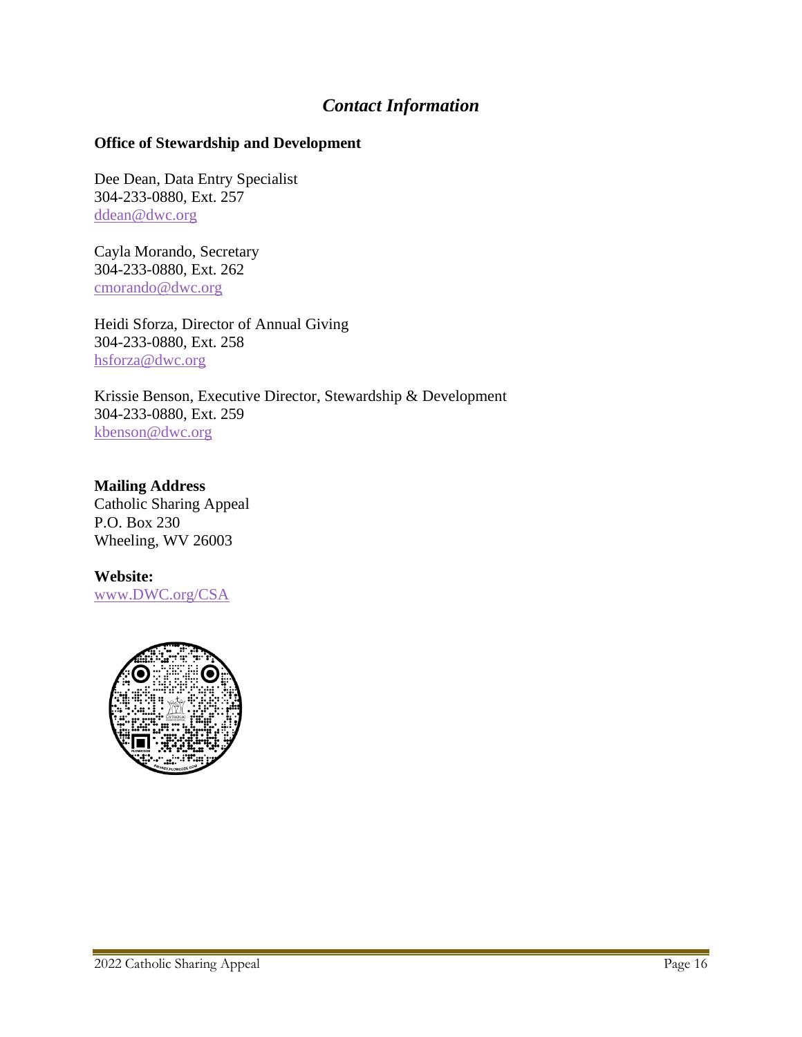## *Contact Information*

**Office of Stewardship and Development**

Dee Dean, Data Entry Specialist
304-233-0880, Ext. 257
ddean@dwc.org

Cayla Morando, Secretary
304-233-0880, Ext. 262
cmorando@dwc.org

Heidi Sforza, Director of Annual Giving
304-233-0880, Ext. 258
hsforza@dwc.org

Krissie Benson, Executive Director, Stewardship & Development
304-233-0880, Ext. 259
kbenson@dwc.org

**Mailing Address**
Catholic Sharing Appeal
P.O. Box 230
Wheeling, WV 26003

**Website:**
www.DWC.org/CSA